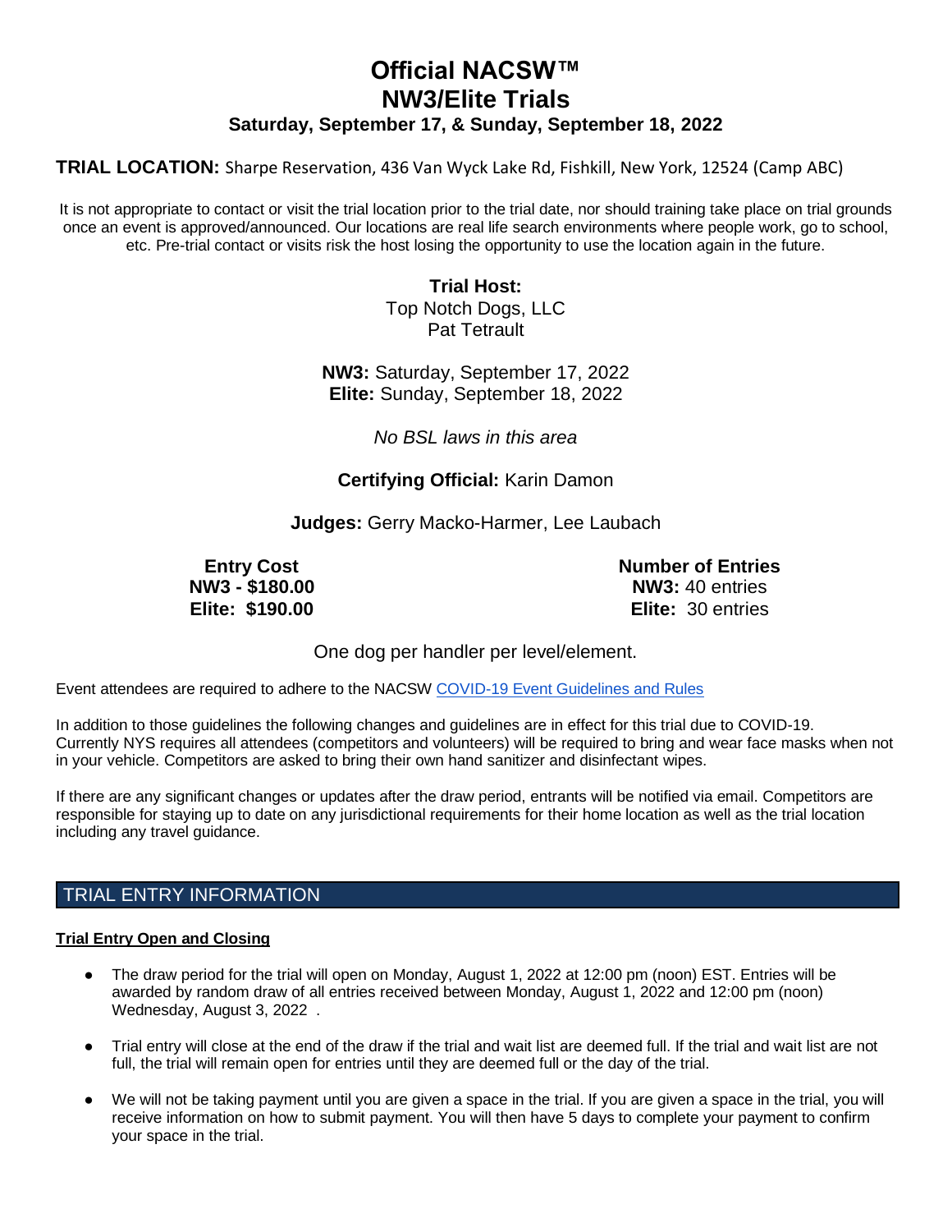# Official NACSW™
# NW3/Elite Trials

### Saturday, September 17, & Sunday, September 18, 2022

**TRIAL LOCATION:** Sharpe Reservation, 436 Van Wyck Lake Rd, Fishkill, New York, 12524 (Camp ABC)

It is not appropriate to contact or visit the trial location prior to the trial date, nor should training take place on trial grounds once an event is approved/announced. Our locations are real life search environments where people work, go to school, etc. Pre-trial contact or visits risk the host losing the opportunity to use the location again in the future.

**Trial Host:**
Top Notch Dogs, LLC
Pat Tetrault

**NW3:** Saturday, September 17, 2022
**Elite:** Sunday, September 18, 2022

*No BSL laws in this area*

**Certifying Official:** Karin Damon

**Judges:** Gerry Macko-Harmer, Lee Laubach

| Entry Cost | Number of Entries |
|---|---|
| **NW3 - $180.00** | **NW3:** 40 entries |
| **Elite: $190.00** | **Elite:** 30 entries |

One dog per handler per level/element.

Event attendees are required to adhere to the NACSW COVID-19 Event Guidelines and Rules

In addition to those guidelines the following changes and guidelines are in effect for this trial due to COVID-19. Currently NYS requires all attendees (competitors and volunteers) will be required to bring and wear face masks when not in your vehicle. Competitors are asked to bring their own hand sanitizer and disinfectant wipes.

If there are any significant changes or updates after the draw period, entrants will be notified via email. Competitors are responsible for staying up to date on any jurisdictional requirements for their home location as well as the trial location including any travel guidance.

## TRIAL ENTRY INFORMATION

**Trial Entry Open and Closing**

- The draw period for the trial will open on Monday, August 1, 2022 at 12:00 pm (noon) EST. Entries will be awarded by random draw of all entries received between Monday, August 1, 2022 and 12:00 pm (noon) Wednesday, August 3, 2022 .
- Trial entry will close at the end of the draw if the trial and wait list are deemed full. If the trial and wait list are not full, the trial will remain open for entries until they are deemed full or the day of the trial.
- We will not be taking payment until you are given a space in the trial. If you are given a space in the trial, you will receive information on how to submit payment. You will then have 5 days to complete your payment to confirm your space in the trial.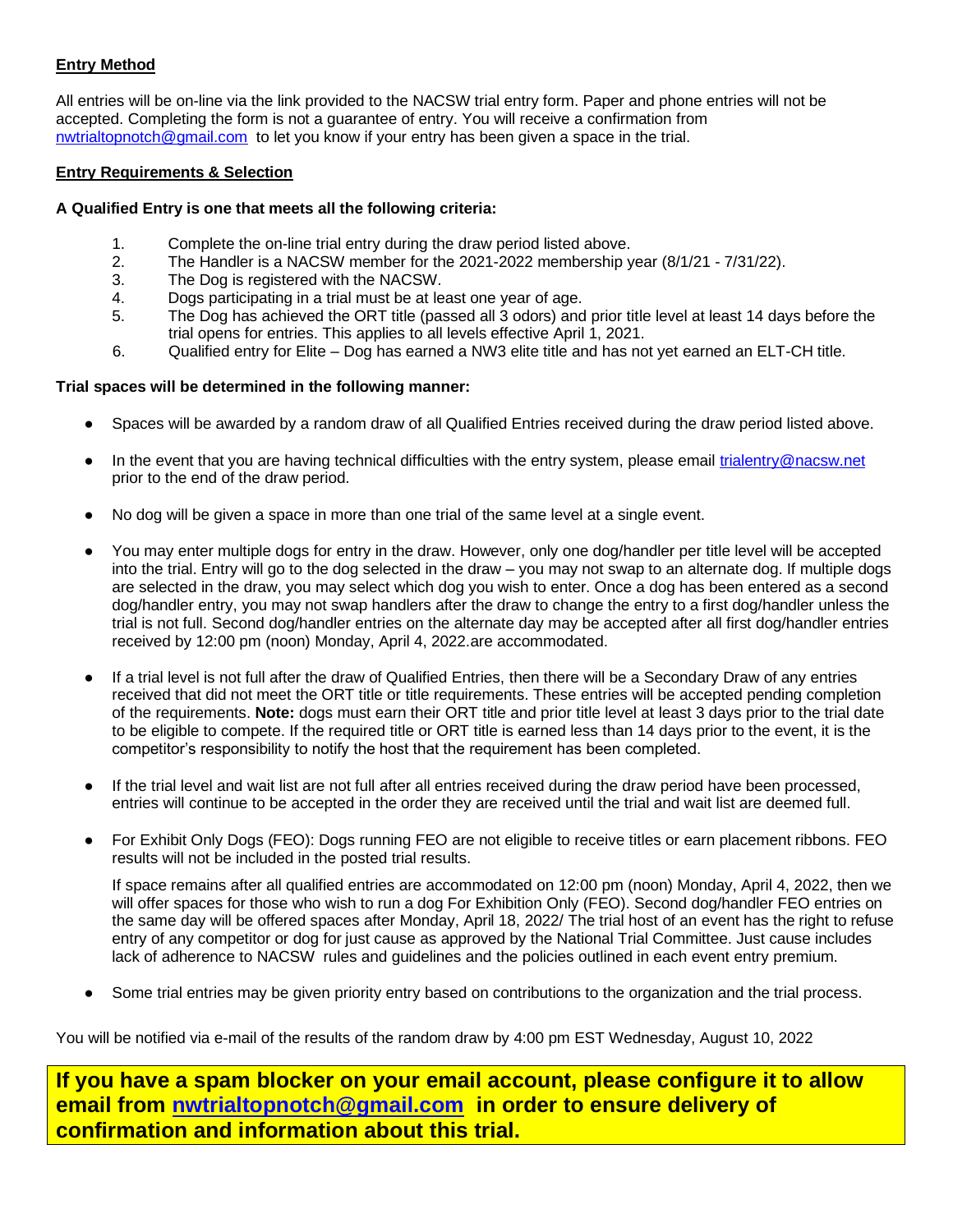**Entry Method**

All entries will be on-line via the link provided to the NACSW trial entry form. Paper and phone entries will not be accepted. Completing the form is not a guarantee of entry. You will receive a confirmation from nwtrialtopnotch@gmail.com to let you know if your entry has been given a space in the trial.

**Entry Requirements & Selection**

**A Qualified Entry is one that meets all the following criteria:**

1. Complete the on-line trial entry during the draw period listed above.
2. The Handler is a NACSW member for the 2021-2022 membership year (8/1/21 - 7/31/22).
3. The Dog is registered with the NACSW.
4. Dogs participating in a trial must be at least one year of age.
5. The Dog has achieved the ORT title (passed all 3 odors) and prior title level at least 14 days before the trial opens for entries. This applies to all levels effective April 1, 2021.
6. Qualified entry for Elite – Dog has earned a NW3 elite title and has not yet earned an ELT-CH title.

**Trial spaces will be determined in the following manner:**

- Spaces will be awarded by a random draw of all Qualified Entries received during the draw period listed above.
- In the event that you are having technical difficulties with the entry system, please email trialentry@nacsw.net prior to the end of the draw period.
- No dog will be given a space in more than one trial of the same level at a single event.
- You may enter multiple dogs for entry in the draw. However, only one dog/handler per title level will be accepted into the trial. Entry will go to the dog selected in the draw – you may not swap to an alternate dog. If multiple dogs are selected in the draw, you may select which dog you wish to enter. Once a dog has been entered as a second dog/handler entry, you may not swap handlers after the draw to change the entry to a first dog/handler unless the trial is not full. Second dog/handler entries on the alternate day may be accepted after all first dog/handler entries received by 12:00 pm (noon) Monday, April 4, 2022.are accommodated.
- If a trial level is not full after the draw of Qualified Entries, then there will be a Secondary Draw of any entries received that did not meet the ORT title or title requirements. These entries will be accepted pending completion of the requirements. **Note:** dogs must earn their ORT title and prior title level at least 3 days prior to the trial date to be eligible to compete. If the required title or ORT title is earned less than 14 days prior to the event, it is the competitor's responsibility to notify the host that the requirement has been completed.
- If the trial level and wait list are not full after all entries received during the draw period have been processed, entries will continue to be accepted in the order they are received until the trial and wait list are deemed full.
- For Exhibit Only Dogs (FEO): Dogs running FEO are not eligible to receive titles or earn placement ribbons. FEO results will not be included in the posted trial results.

  If space remains after all qualified entries are accommodated on 12:00 pm (noon) Monday, April 4, 2022, then we will offer spaces for those who wish to run a dog For Exhibition Only (FEO). Second dog/handler FEO entries on the same day will be offered spaces after Monday, April 18, 2022/ The trial host of an event has the right to refuse entry of any competitor or dog for just cause as approved by the National Trial Committee. Just cause includes lack of adherence to NACSW rules and guidelines and the policies outlined in each event entry premium.
- Some trial entries may be given priority entry based on contributions to the organization and the trial process.

You will be notified via e-mail of the results of the random draw by 4:00 pm EST Wednesday, August 10, 2022

**If you have a spam blocker on your email account, please configure it to allow email from nwtrialtopnotch@gmail.com in order to ensure delivery of confirmation and information about this trial.**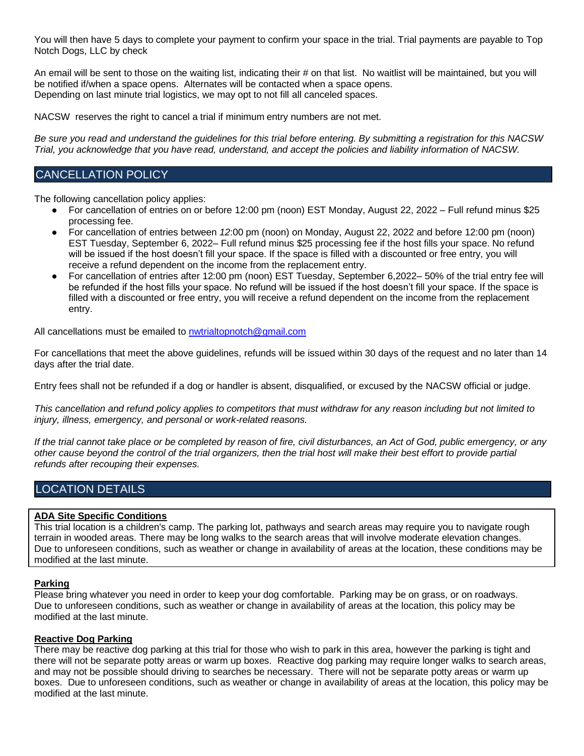You will then have 5 days to complete your payment to confirm your space in the trial. Trial payments are payable to Top Notch Dogs, LLC by check

An email will be sent to those on the waiting list, indicating their # on that list. No waitlist will be maintained, but you will be notified if/when a space opens. Alternates will be contacted when a space opens.
Depending on last minute trial logistics, we may opt to not fill all canceled spaces.

NACSW reserves the right to cancel a trial if minimum entry numbers are not met.

*Be sure you read and understand the guidelines for this trial before entering. By submitting a registration for this NACSW Trial, you acknowledge that you have read, understand, and accept the policies and liability information of NACSW.*

## CANCELLATION POLICY

The following cancellation policy applies:

- For cancellation of entries on or before 12:00 pm (noon) EST Monday, August 22, 2022 – Full refund minus $25 processing fee.
- For cancellation of entries between *12*:00 pm (noon) on Monday, August 22, 2022 and before 12:00 pm (noon) EST Tuesday, September 6, 2022– Full refund minus $25 processing fee if the host fills your space. No refund will be issued if the host doesn't fill your space. If the space is filled with a discounted or free entry, you will receive a refund dependent on the income from the replacement entry.
- For cancellation of entries after 12:00 pm (noon) EST Tuesday, September 6,2022– 50% of the trial entry fee will be refunded if the host fills your space. No refund will be issued if the host doesn't fill your space. If the space is filled with a discounted or free entry, you will receive a refund dependent on the income from the replacement entry.

All cancellations must be emailed to nwtrialtopnotch@gmail.com

For cancellations that meet the above guidelines, refunds will be issued within 30 days of the request and no later than 14 days after the trial date.

Entry fees shall not be refunded if a dog or handler is absent, disqualified, or excused by the NACSW official or judge.

*This cancellation and refund policy applies to competitors that must withdraw for any reason including but not limited to injury, illness, emergency, and personal or work-related reasons.*

*If the trial cannot take place or be completed by reason of fire, civil disturbances, an Act of God, public emergency, or any other cause beyond the control of the trial organizers, then the trial host will make their best effort to provide partial refunds after recouping their expenses.*

## LOCATION DETAILS

**ADA Site Specific Conditions**
This trial location is a children's camp. The parking lot, pathways and search areas may require you to navigate rough terrain in wooded areas. There may be long walks to the search areas that will involve moderate elevation changes. Due to unforeseen conditions, such as weather or change in availability of areas at the location, these conditions may be modified at the last minute.

**Parking**
Please bring whatever you need in order to keep your dog comfortable. Parking may be on grass, or on roadways. Due to unforeseen conditions, such as weather or change in availability of areas at the location, this policy may be modified at the last minute.

**Reactive Dog Parking**
There may be reactive dog parking at this trial for those who wish to park in this area, however the parking is tight and there will not be separate potty areas or warm up boxes. Reactive dog parking may require longer walks to search areas, and may not be possible should driving to searches be necessary. There will not be separate potty areas or warm up boxes. Due to unforeseen conditions, such as weather or change in availability of areas at the location, this policy may be modified at the last minute.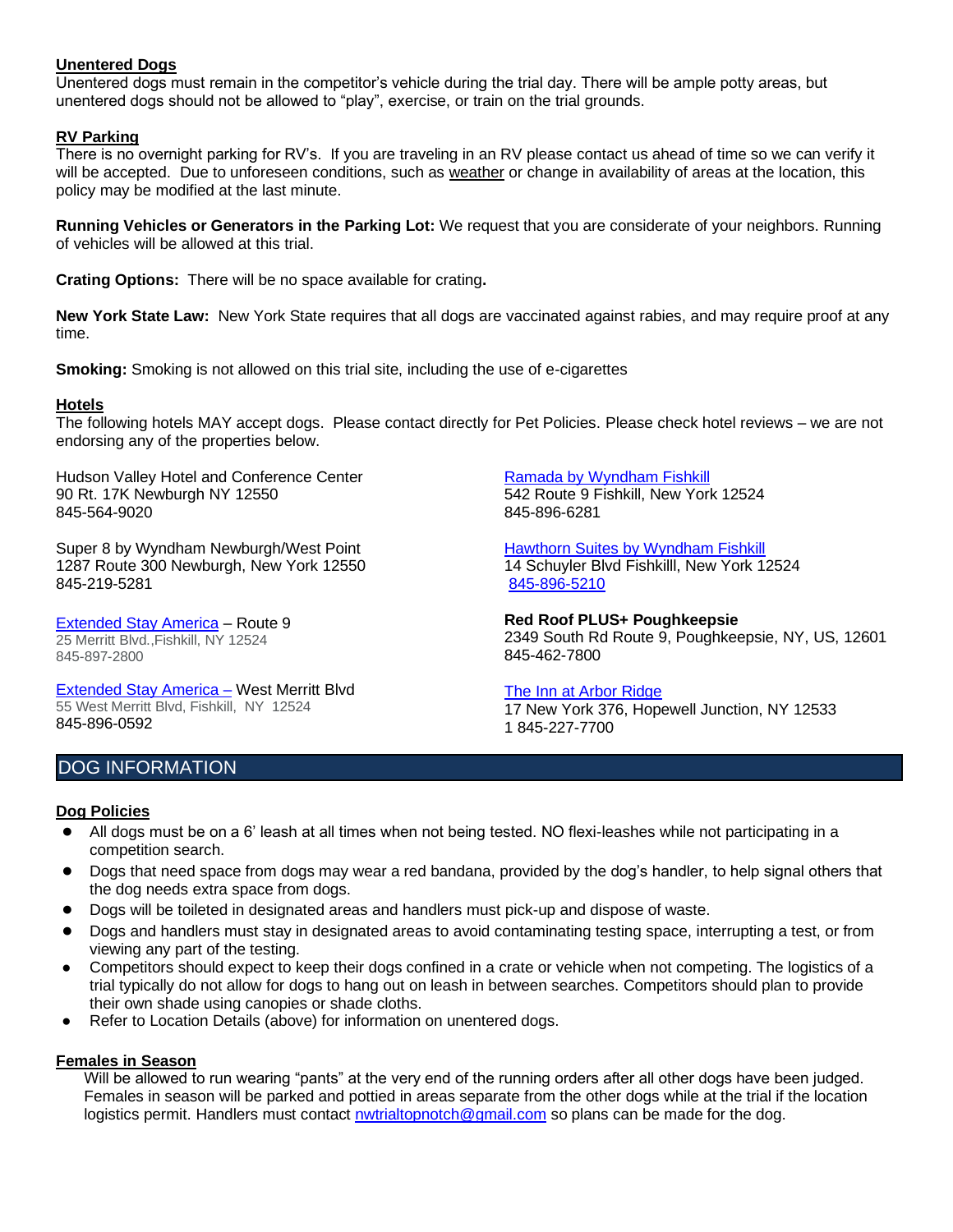**Unentered Dogs**

Unentered dogs must remain in the competitor's vehicle during the trial day. There will be ample potty areas, but unentered dogs should not be allowed to "play", exercise, or train on the trial grounds.

**RV Parking**

There is no overnight parking for RV's. If you are traveling in an RV please contact us ahead of time so we can verify it will be accepted. Due to unforeseen conditions, such as weather or change in availability of areas at the location, this policy may be modified at the last minute.

**Running Vehicles or Generators in the Parking Lot:** We request that you are considerate of your neighbors. Running of vehicles will be allowed at this trial.

**Crating Options:** There will be no space available for crating**.**

**New York State Law:** New York State requires that all dogs are vaccinated against rabies, and may require proof at any time.

**Smoking:** Smoking is not allowed on this trial site, including the use of e-cigarettes

**Hotels**

The following hotels MAY accept dogs. Please contact directly for Pet Policies. Please check hotel reviews – we are not endorsing any of the properties below.

Hudson Valley Hotel and Conference Center
90 Rt. 17K Newburgh NY 12550
845-564-9020

Super 8 by Wyndham Newburgh/West Point
1287 Route 300 Newburgh, New York 12550
845-219-5281

Extended Stay America – Route 9
25 Merritt Blvd.,Fishkill, NY 12524
845-897-2800

Extended Stay America – West Merritt Blvd
55 West Merritt Blvd, Fishkill, NY 12524
845-896-0592

Ramada by Wyndham Fishkill
542 Route 9 Fishkill, New York 12524
845-896-6281

Hawthorn Suites by Wyndham Fishkill
14 Schuyler Blvd Fishkilll, New York 12524
845-896-5210

**Red Roof PLUS+ Poughkeepsie**
2349 South Rd Route 9, Poughkeepsie, NY, US, 12601
845-462-7800

The Inn at Arbor Ridge
17 New York 376, Hopewell Junction, NY 12533
1 845-227-7700

## DOG INFORMATION

**Dog Policies**

- All dogs must be on a 6' leash at all times when not being tested. NO flexi-leashes while not participating in a competition search.
- Dogs that need space from dogs may wear a red bandana, provided by the dog's handler, to help signal others that the dog needs extra space from dogs.
- Dogs will be toileted in designated areas and handlers must pick-up and dispose of waste.
- Dogs and handlers must stay in designated areas to avoid contaminating testing space, interrupting a test, or from viewing any part of the testing.
- Competitors should expect to keep their dogs confined in a crate or vehicle when not competing. The logistics of a trial typically do not allow for dogs to hang out on leash in between searches. Competitors should plan to provide their own shade using canopies or shade cloths.
- Refer to Location Details (above) for information on unentered dogs.

**Females in Season**

Will be allowed to run wearing "pants" at the very end of the running orders after all other dogs have been judged. Females in season will be parked and pottied in areas separate from the other dogs while at the trial if the location logistics permit. Handlers must contact nwtrialtopnotch@gmail.com so plans can be made for the dog.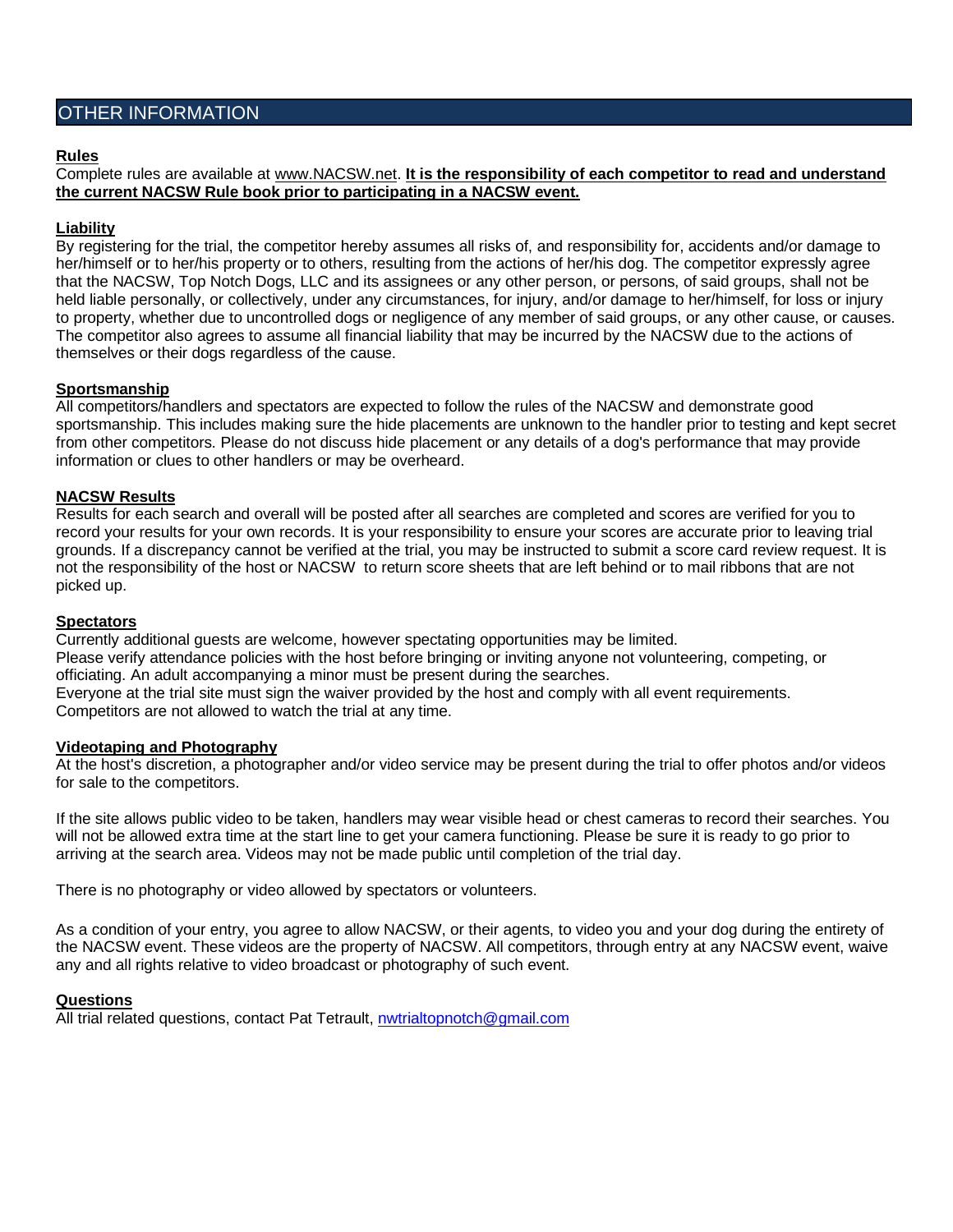## OTHER INFORMATION

**Rules**

Complete rules are available at www.NACSW.net. **It is the responsibility of each competitor to read and understand the current NACSW Rule book prior to participating in a NACSW event.**

**Liability**

By registering for the trial, the competitor hereby assumes all risks of, and responsibility for, accidents and/or damage to her/himself or to her/his property or to others, resulting from the actions of her/his dog. The competitor expressly agree that the NACSW, Top Notch Dogs, LLC and its assignees or any other person, or persons, of said groups, shall not be held liable personally, or collectively, under any circumstances, for injury, and/or damage to her/himself, for loss or injury to property, whether due to uncontrolled dogs or negligence of any member of said groups, or any other cause, or causes. The competitor also agrees to assume all financial liability that may be incurred by the NACSW due to the actions of themselves or their dogs regardless of the cause.

**Sportsmanship**

All competitors/handlers and spectators are expected to follow the rules of the NACSW and demonstrate good sportsmanship. This includes making sure the hide placements are unknown to the handler prior to testing and kept secret from other competitors. Please do not discuss hide placement or any details of a dog's performance that may provide information or clues to other handlers or may be overheard.

**NACSW Results**

Results for each search and overall will be posted after all searches are completed and scores are verified for you to record your results for your own records. It is your responsibility to ensure your scores are accurate prior to leaving trial grounds. If a discrepancy cannot be verified at the trial, you may be instructed to submit a score card review request. It is not the responsibility of the host or NACSW to return score sheets that are left behind or to mail ribbons that are not picked up.

**Spectators**

Currently additional guests are welcome, however spectating opportunities may be limited.
Please verify attendance policies with the host before bringing or inviting anyone not volunteering, competing, or officiating. An adult accompanying a minor must be present during the searches.
Everyone at the trial site must sign the waiver provided by the host and comply with all event requirements.
Competitors are not allowed to watch the trial at any time.

**Videotaping and Photography**

At the host's discretion, a photographer and/or video service may be present during the trial to offer photos and/or videos for sale to the competitors.

If the site allows public video to be taken, handlers may wear visible head or chest cameras to record their searches. You will not be allowed extra time at the start line to get your camera functioning. Please be sure it is ready to go prior to arriving at the search area. Videos may not be made public until completion of the trial day.

There is no photography or video allowed by spectators or volunteers.

As a condition of your entry, you agree to allow NACSW, or their agents, to video you and your dog during the entirety of the NACSW event. These videos are the property of NACSW. All competitors, through entry at any NACSW event, waive any and all rights relative to video broadcast or photography of such event.

**Questions**

All trial related questions, contact Pat Tetrault, nwtrialtopnotch@gmail.com